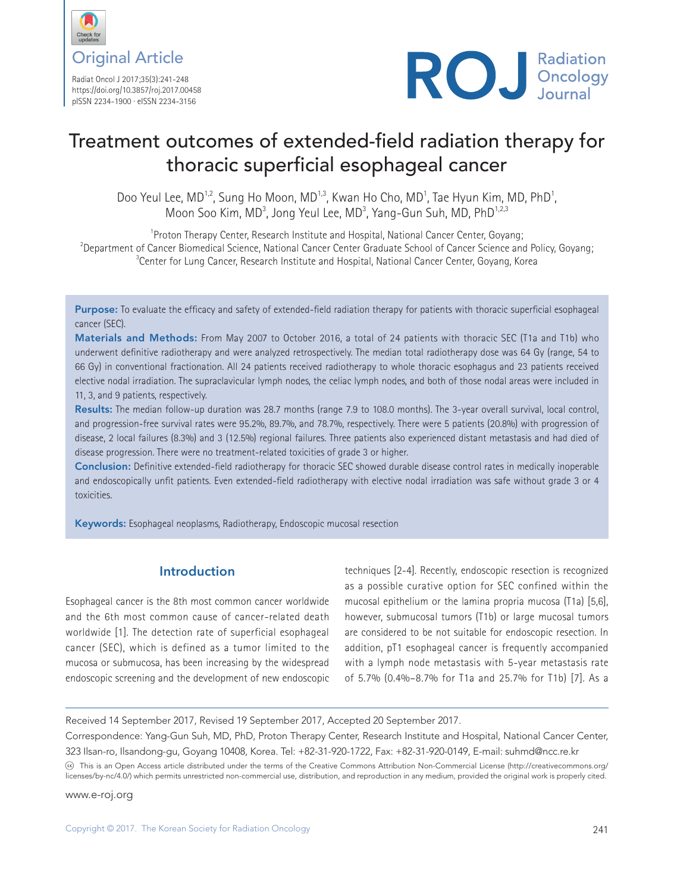Original Article

# Treatment outcomes of extended-field radiation therapy for thoracic superficial esophageal cancer

Doo Yeul Lee, MD[1,2], Sung Ho Moon, MD[1,3], Kwan Ho Cho, MD[1], Tae Hyun Kim, MD, PhD[1], Moon Soo Kim, MD[3], Jong Yeul Lee, MD[3], Yang-Gun Suh, MD, PhD[1,2,3]

[1]Proton Therapy Center, Research Institute and Hospital, National Cancer Center, Goyang;
[2]Department of Cancer Biomedical Science, National Cancer Center Graduate School of Cancer Science and Policy, Goyang;
[3]Center for Lung Cancer, Research Institute and Hospital, National Cancer Center, Goyang, Korea

**Purpose:** To evaluate the efficacy and safety of extended-field radiation therapy for patients with thoracic superficial esophageal cancer (SEC).

**Materials and Methods:** From May 2007 to October 2016, a total of 24 patients with thoracic SEC (T1a and T1b) who underwent definitive radiotherapy and were analyzed retrospectively. The median total radiotherapy dose was 64 Gy (range, 54 to 66 Gy) in conventional fractionation. All 24 patients received radiotherapy to whole thoracic esophagus and 23 patients received elective nodal irradiation. The supraclavicular lymph nodes, the celiac lymph nodes, and both of those nodal areas were included in 11, 3, and 9 patients, respectively.

**Results:** The median follow-up duration was 28.7 months (range 7.9 to 108.0 months). The 3-year overall survival, local control, and progression-free survival rates were 95.2%, 89.7%, and 78.7%, respectively. There were 5 patients (20.8%) with progression of disease, 2 local failures (8.3%) and 3 (12.5%) regional failures. Three patients also experienced distant metastasis and had died of disease progression. There were no treatment-related toxicities of grade 3 or higher.

**Conclusion:** Definitive extended-field radiotherapy for thoracic SEC showed durable disease control rates in medically inoperable and endoscopically unfit patients. Even extended-field radiotherapy with elective nodal irradiation was safe without grade 3 or 4 toxicities.

**Keywords:** Esophageal neoplasms, Radiotherapy, Endoscopic mucosal resection

## Introduction

Esophageal cancer is the 8th most common cancer worldwide and the 6th most common cause of cancer-related death worldwide [1]. The detection rate of superficial esophageal cancer (SEC), which is defined as a tumor limited to the mucosa or submucosa, has been increasing by the widespread endoscopic screening and the development of new endoscopic techniques [2-4]. Recently, endoscopic resection is recognized as a possible curative option for SEC confined within the mucosal epithelium or the lamina propria mucosa (T1a) [5,6], however, submucosal tumors (T1b) or large mucosal tumors are considered to be not suitable for endoscopic resection. In addition, pT1 esophageal cancer is frequently accompanied with a lymph node metastasis with 5-year metastasis rate of 5.7% (0.4%–8.7% for T1a and 25.7% for T1b) [7]. As a

Received 14 September 2017, Revised 19 September 2017, Accepted 20 September 2017.

Correspondence: Yang-Gun Suh, MD, PhD, Proton Therapy Center, Research Institute and Hospital, National Cancer Center, 323 Ilsan-ro, Ilsandong-gu, Goyang 10408, Korea. Tel: +82-31-920-1722, Fax: +82-31-920-0149, E-mail: suhmd@ncc.re.kr

This is an Open Access article distributed under the terms of the Creative Commons Attribution Non-Commercial License (http://creativecommons.org/licenses/by-nc/4.0/) which permits unrestricted non-commercial use, distribution, and reproduction in any medium, provided the original work is properly cited.

www.e-roj.org

Copyright © 2017. The Korean Society for Radiation Oncology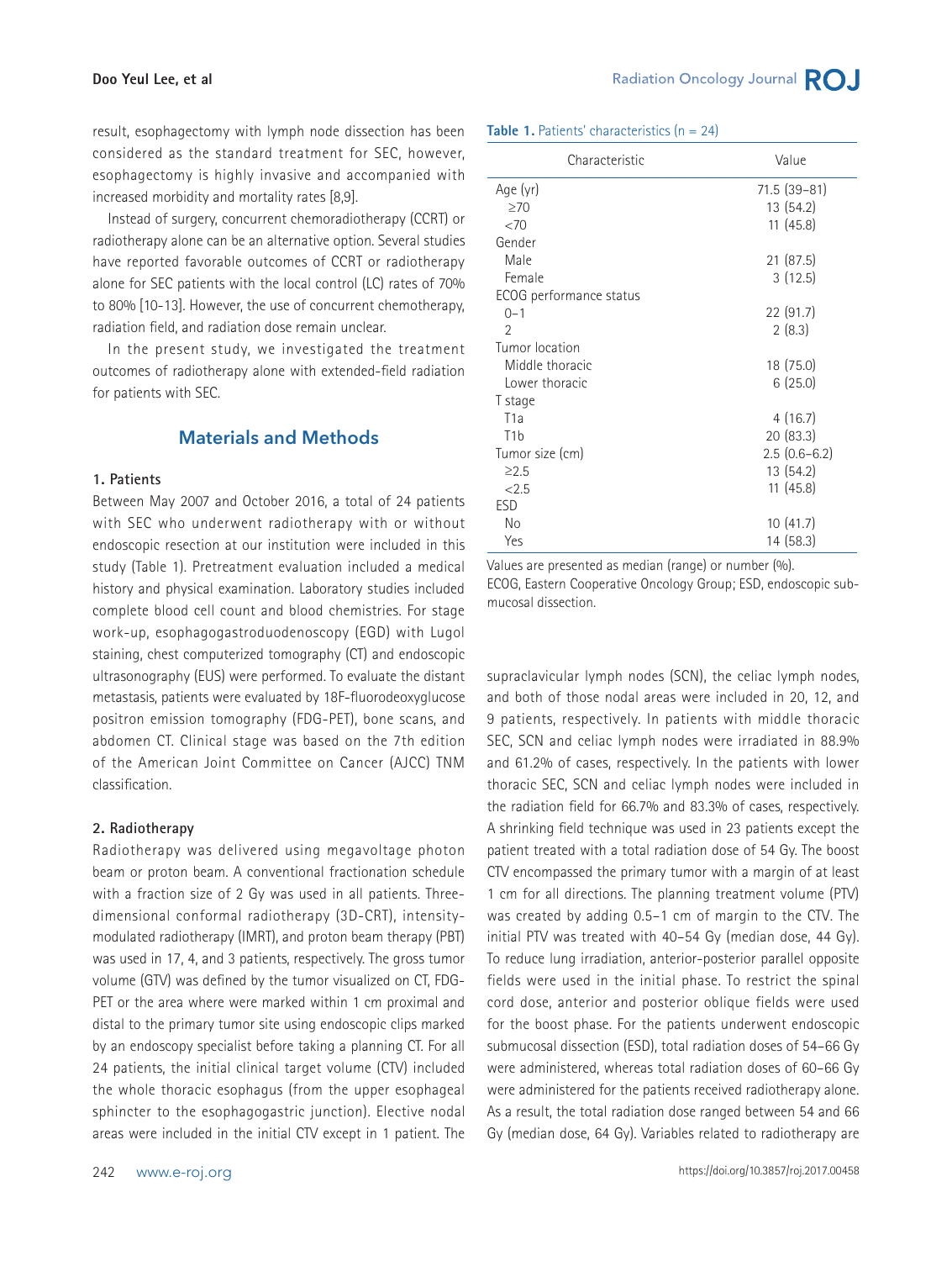result, esophagectomy with lymph node dissection has been considered as the standard treatment for SEC, however, esophagectomy is highly invasive and accompanied with increased morbidity and mortality rates [8,9].

Instead of surgery, concurrent chemoradiotherapy (CCRT) or radiotherapy alone can be an alternative option. Several studies have reported favorable outcomes of CCRT or radiotherapy alone for SEC patients with the local control (LC) rates of 70% to 80% [10-13]. However, the use of concurrent chemotherapy, radiation field, and radiation dose remain unclear.

In the present study, we investigated the treatment outcomes of radiotherapy alone with extended-field radiation for patients with SEC.

## Materials and Methods

### 1. Patients

Between May 2007 and October 2016, a total of 24 patients with SEC who underwent radiotherapy with or without endoscopic resection at our institution were included in this study (Table 1). Pretreatment evaluation included a medical history and physical examination. Laboratory studies included complete blood cell count and blood chemistries. For stage work-up, esophagogastroduodenoscopy (EGD) with Lugol staining, chest computerized tomography (CT) and endoscopic ultrasonography (EUS) were performed. To evaluate the distant metastasis, patients were evaluated by 18F-fluorodeoxyglucose positron emission tomography (FDG-PET), bone scans, and abdomen CT. Clinical stage was based on the 7th edition of the American Joint Committee on Cancer (AJCC) TNM classification.

**Table 1.** Patients' characteristics (n = 24)

| Characteristic | Value |
|---|---|
| Age (yr) | 71.5 (39–81) |
| ≥70 | 13 (54.2) |
| <70 | 11 (45.8) |
| Gender | |
| Male | 21 (87.5) |
| Female | 3 (12.5) |
| ECOG performance status | |
| 0–1 | 22 (91.7) |
| 2 | 2 (8.3) |
| Tumor location | |
| Middle thoracic | 18 (75.0) |
| Lower thoracic | 6 (25.0) |
| T stage | |
| T1a | 4 (16.7) |
| T1b | 20 (83.3) |
| Tumor size (cm) | 2.5 (0.6–6.2) |
| ≥2.5 | 13 (54.2) |
| <2.5 | 11 (45.8) |
| ESD | |
| No | 10 (41.7) |
| Yes | 14 (58.3) |

Values are presented as median (range) or number (%).
ECOG, Eastern Cooperative Oncology Group; ESD, endoscopic submucosal dissection.

### 2. Radiotherapy

Radiotherapy was delivered using megavoltage photon beam or proton beam. A conventional fractionation schedule with a fraction size of 2 Gy was used in all patients. Three-dimensional conformal radiotherapy (3D-CRT), intensity-modulated radiotherapy (IMRT), and proton beam therapy (PBT) was used in 17, 4, and 3 patients, respectively. The gross tumor volume (GTV) was defined by the tumor visualized on CT, FDG-PET or the area where were marked within 1 cm proximal and distal to the primary tumor site using endoscopic clips marked by an endoscopy specialist before taking a planning CT. For all 24 patients, the initial clinical target volume (CTV) included the whole thoracic esophagus (from the upper esophageal sphincter to the esophagogastric junction). Elective nodal areas were included in the initial CTV except in 1 patient. The supraclavicular lymph nodes (SCN), the celiac lymph nodes, and both of those nodal areas were included in 20, 12, and 9 patients, respectively. In patients with middle thoracic SEC, SCN and celiac lymph nodes were irradiated in 88.9% and 61.2% of cases, respectively. In the patients with lower thoracic SEC, SCN and celiac lymph nodes were included in the radiation field for 66.7% and 83.3% of cases, respectively. A shrinking field technique was used in 23 patients except the patient treated with a total radiation dose of 54 Gy. The boost CTV encompassed the primary tumor with a margin of at least 1 cm for all directions. The planning treatment volume (PTV) was created by adding 0.5–1 cm of margin to the CTV. The initial PTV was treated with 40–54 Gy (median dose, 44 Gy). To reduce lung irradiation, anterior-posterior parallel opposite fields were used in the initial phase. To restrict the spinal cord dose, anterior and posterior oblique fields were used for the boost phase. For the patients underwent endoscopic submucosal dissection (ESD), total radiation doses of 54–66 Gy were administered, whereas total radiation doses of 60–66 Gy were administered for the patients received radiotherapy alone. As a result, the total radiation dose ranged between 54 and 66 Gy (median dose, 64 Gy). Variables related to radiotherapy are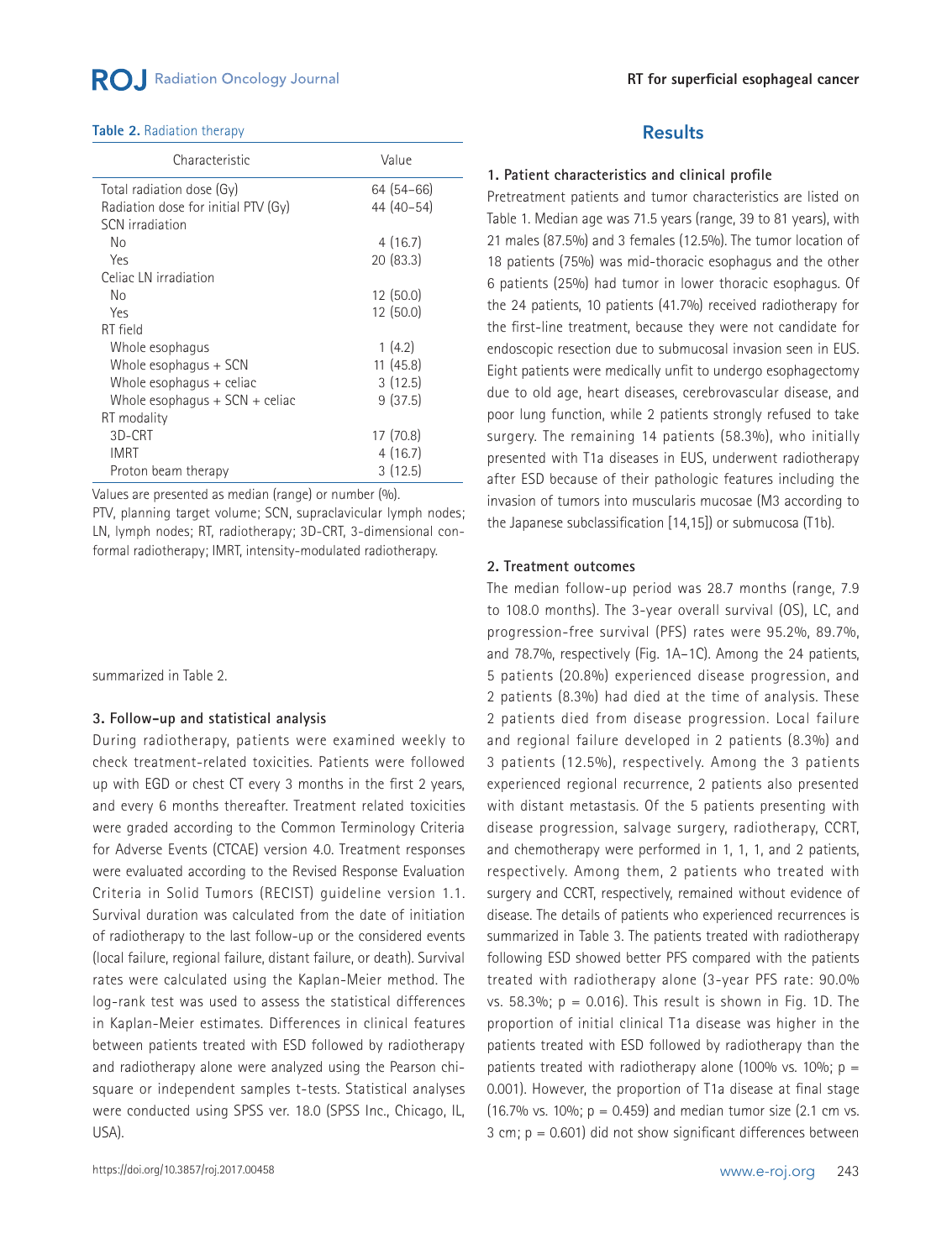**Table 2.** Radiation therapy

| Characteristic | Value |
|---|---|
| Total radiation dose (Gy) | 64 (54–66) |
| Radiation dose for initial PTV (Gy) | 44 (40–54) |
| SCN irradiation | |
| No | 4 (16.7) |
| Yes | 20 (83.3) |
| Celiac LN irradiation | |
| No | 12 (50.0) |
| Yes | 12 (50.0) |
| RT field | |
| Whole esophagus | 1 (4.2) |
| Whole esophagus + SCN | 11 (45.8) |
| Whole esophagus + celiac | 3 (12.5) |
| Whole esophagus + SCN + celiac | 9 (37.5) |
| RT modality | |
| 3D-CRT | 17 (70.8) |
| IMRT | 4 (16.7) |
| Proton beam therapy | 3 (12.5) |

Values are presented as median (range) or number (%).
PTV, planning target volume; SCN, supraclavicular lymph nodes; LN, lymph nodes; RT, radiotherapy; 3D-CRT, 3-dimensional conformal radiotherapy; IMRT, intensity-modulated radiotherapy.

summarized in Table 2.

### 3. Follow-up and statistical analysis

During radiotherapy, patients were examined weekly to check treatment-related toxicities. Patients were followed up with EGD or chest CT every 3 months in the first 2 years, and every 6 months thereafter. Treatment related toxicities were graded according to the Common Terminology Criteria for Adverse Events (CTCAE) version 4.0. Treatment responses were evaluated according to the Revised Response Evaluation Criteria in Solid Tumors (RECIST) guideline version 1.1. Survival duration was calculated from the date of initiation of radiotherapy to the last follow-up or the considered events (local failure, regional failure, distant failure, or death). Survival rates were calculated using the Kaplan-Meier method. The log-rank test was used to assess the statistical differences in Kaplan-Meier estimates. Differences in clinical features between patients treated with ESD followed by radiotherapy and radiotherapy alone were analyzed using the Pearson chi-square or independent samples t-tests. Statistical analyses were conducted using SPSS ver. 18.0 (SPSS Inc., Chicago, IL, USA).

## Results

### 1. Patient characteristics and clinical profile

Pretreatment patients and tumor characteristics are listed on Table 1. Median age was 71.5 years (range, 39 to 81 years), with 21 males (87.5%) and 3 females (12.5%). The tumor location of 18 patients (75%) was mid-thoracic esophagus and the other 6 patients (25%) had tumor in lower thoracic esophagus. Of the 24 patients, 10 patients (41.7%) received radiotherapy for the first-line treatment, because they were not candidate for endoscopic resection due to submucosal invasion seen in EUS. Eight patients were medically unfit to undergo esophagectomy due to old age, heart diseases, cerebrovascular disease, and poor lung function, while 2 patients strongly refused to take surgery. The remaining 14 patients (58.3%), who initially presented with T1a diseases in EUS, underwent radiotherapy after ESD because of their pathologic features including the invasion of tumors into muscularis mucosae (M3 according to the Japanese subclassification [14,15]) or submucosa (T1b).

### 2. Treatment outcomes

The median follow-up period was 28.7 months (range, 7.9 to 108.0 months). The 3-year overall survival (OS), LC, and progression-free survival (PFS) rates were 95.2%, 89.7%, and 78.7%, respectively (Fig. 1A–1C). Among the 24 patients, 5 patients (20.8%) experienced disease progression, and 2 patients (8.3%) had died at the time of analysis. These 2 patients died from disease progression. Local failure and regional failure developed in 2 patients (8.3%) and 3 patients (12.5%), respectively. Among the 3 patients experienced regional recurrence, 2 patients also presented with distant metastasis. Of the 5 patients presenting with disease progression, salvage surgery, radiotherapy, CCRT, and chemotherapy were performed in 1, 1, 1, and 2 patients, respectively. Among them, 2 patients who treated with surgery and CCRT, respectively, remained without evidence of disease. The details of patients who experienced recurrences is summarized in Table 3. The patients treated with radiotherapy following ESD showed better PFS compared with the patients treated with radiotherapy alone (3-year PFS rate: 90.0% vs. 58.3%; $p = 0.016$). This result is shown in Fig. 1D. The proportion of initial clinical T1a disease was higher in the patients treated with ESD followed by radiotherapy than the patients treated with radiotherapy alone (100% vs. 10%; $p = 0.001$). However, the proportion of T1a disease at final stage (16.7% vs. 10%; $p = 0.459$) and median tumor size (2.1 cm vs. 3 cm; $p = 0.601$) did not show significant differences between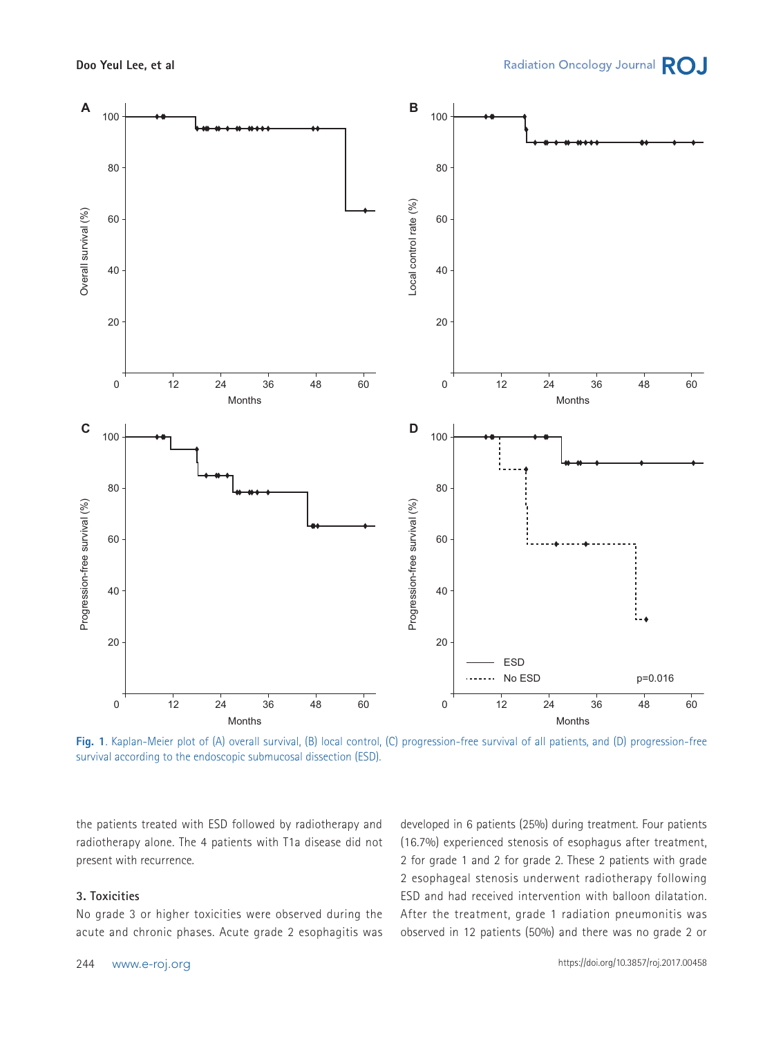Fig. 1. Kaplan-Meier plot of (A) overall survival, (B) local control, (C) progression-free survival of all patients, and (D) progression-free survival according to the endoscopic submucosal dissection (ESD).

the patients treated with ESD followed by radiotherapy and radiotherapy alone. The 4 patients with T1a disease did not present with recurrence.

### 3. Toxicities

No grade 3 or higher toxicities were observed during the acute and chronic phases. Acute grade 2 esophagitis was developed in 6 patients (25%) during treatment. Four patients (16.7%) experienced stenosis of esophagus after treatment, 2 for grade 1 and 2 for grade 2. These 2 patients with grade 2 esophageal stenosis underwent radiotherapy following ESD and had received intervention with balloon dilatation. After the treatment, grade 1 radiation pneumonitis was observed in 12 patients (50%) and there was no grade 2 or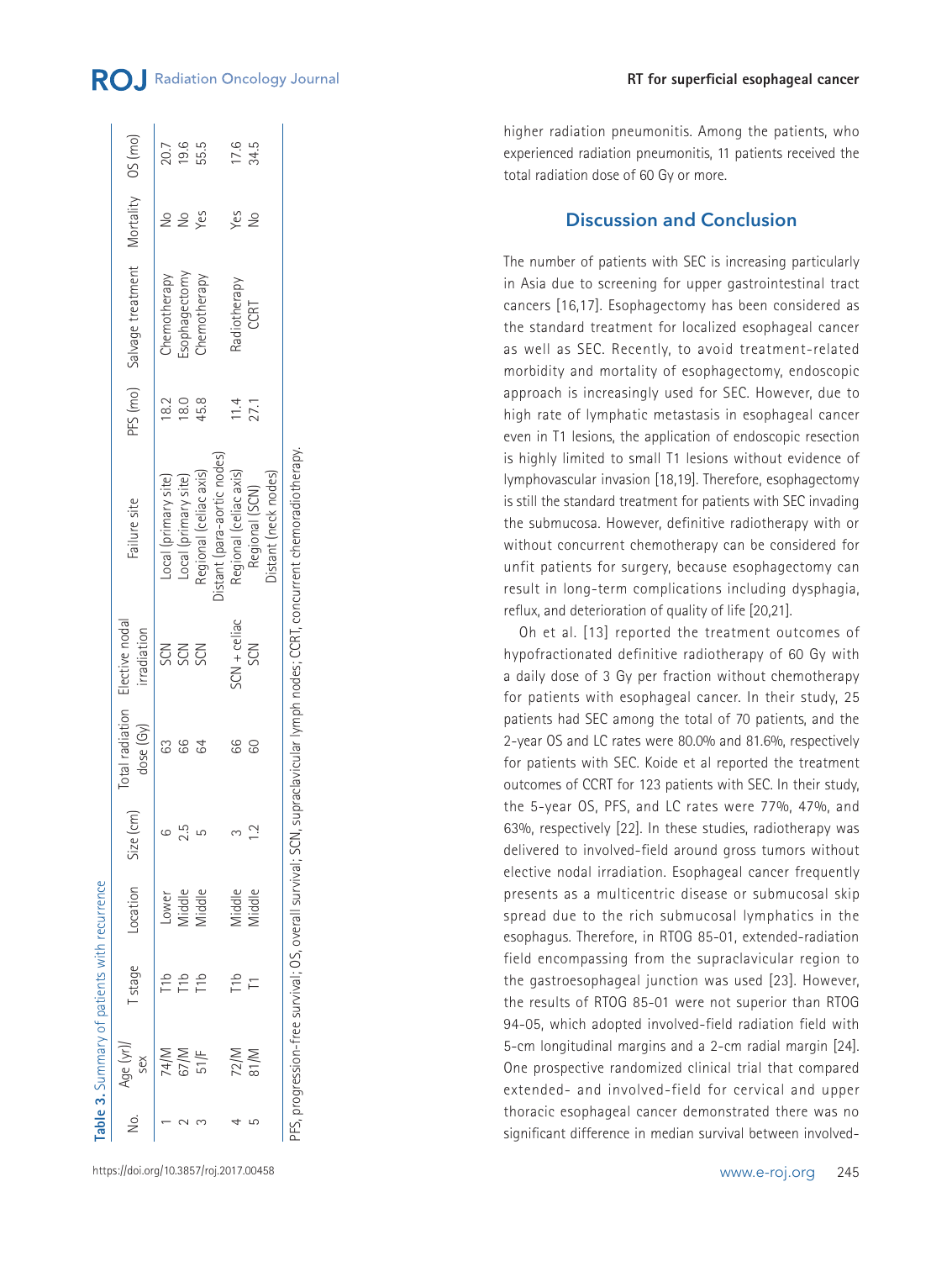**Table 3.** Summary of patients with recurrence

| No. | Age (yr)/sex | T stage | Location | Size (cm) | Total radiation dose (Gy) | Elective nodal irradiation | Failure site | PFS (mo) | Salvage treatment | Mortality | OS (mo) |
|---|---|---|---|---|---|---|---|---|---|---|---|
| 1 | 74/M | T1b | Lower | 6 | 63 | SCN | Local (primary site) | 18.2 | Chemotherapy | No | 20.7 |
| 2 | 67/M | T1b | Middle | 2.5 | 66 | SCN | Local (primary site) | 18.0 | Esophagectomy | No | 19.6 |
| 3 | 51/F | T1b | Middle | 5 | 64 | SCN | Regional (celiac axis)<br>Distant (para-aortic nodes) | 45.8 | Chemotherapy | Yes | 55.5 |
| 4 | 72/M | T1b | Middle | 3 | 66 | SCN + celiac | Regional (celiac axis) | 11.4 | Radiotherapy | Yes | 17.6 |
| 5 | 81/M | T1 | Middle | 1.2 | 60 | SCN | Regional (SCN)<br>Distant (neck nodes) | 27.1 | CCRT | No | 34.5 |

PFS, progression-free survival; OS, overall survival; SCN, supraclavicular lymph nodes; CCRT, concurrent chemoradiotherapy.

higher radiation pneumonitis. Among the patients, who experienced radiation pneumonitis, 11 patients received the total radiation dose of 60 Gy or more.

## Discussion and Conclusion

The number of patients with SEC is increasing particularly in Asia due to screening for upper gastrointestinal tract cancers [16,17]. Esophagectomy has been considered as the standard treatment for localized esophageal cancer as well as SEC. Recently, to avoid treatment-related morbidity and mortality of esophagectomy, endoscopic approach is increasingly used for SEC. However, due to high rate of lymphatic metastasis in esophageal cancer even in T1 lesions, the application of endoscopic resection is highly limited to small T1 lesions without evidence of lymphovascular invasion [18,19]. Therefore, esophagectomy is still the standard treatment for patients with SEC invading the submucosa. However, definitive radiotherapy with or without concurrent chemotherapy can be considered for unfit patients for surgery, because esophagectomy can result in long-term complications including dysphagia, reflux, and deterioration of quality of life [20,21].

Oh et al. [13] reported the treatment outcomes of hypofractionated definitive radiotherapy of 60 Gy with a daily dose of 3 Gy per fraction without chemotherapy for patients with esophageal cancer. In their study, 25 patients had SEC among the total of 70 patients, and the 2-year OS and LC rates were 80.0% and 81.6%, respectively for patients with SEC. Koide et al reported the treatment outcomes of CCRT for 123 patients with SEC. In their study, the 5-year OS, PFS, and LC rates were 77%, 47%, and 63%, respectively [22]. In these studies, radiotherapy was delivered to involved-field around gross tumors without elective nodal irradiation. Esophageal cancer frequently presents as a multicentric disease or submucosal skip spread due to the rich submucosal lymphatics in the esophagus. Therefore, in RTOG 85-01, extended-radiation field encompassing from the supraclavicular region to the gastroesophageal junction was used [23]. However, the results of RTOG 85-01 were not superior than RTOG 94-05, which adopted involved-field radiation field with 5-cm longitudinal margins and a 2-cm radial margin [24]. One prospective randomized clinical trial that compared extended- and involved-field for cervical and upper thoracic esophageal cancer demonstrated there was no significant difference in median survival between involved-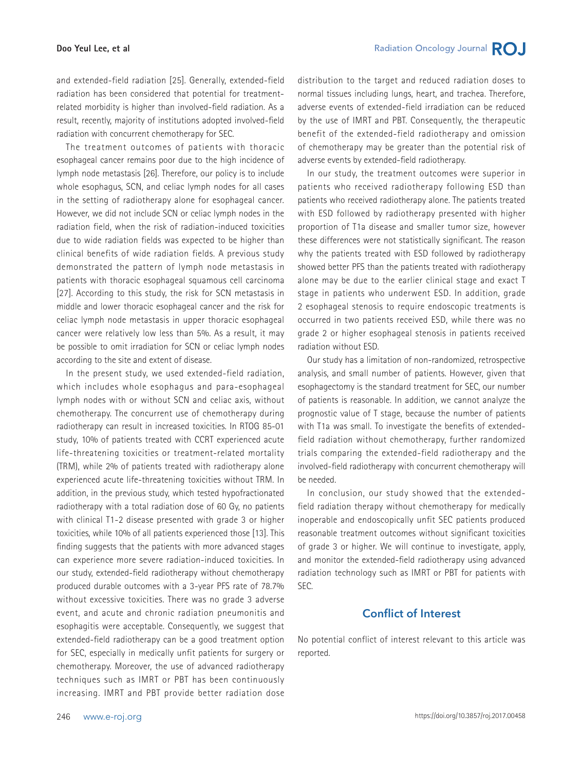and extended-field radiation [25]. Generally, extended-field radiation has been considered that potential for treatment-related morbidity is higher than involved-field radiation. As a result, recently, majority of institutions adopted involved-field radiation with concurrent chemotherapy for SEC.

The treatment outcomes of patients with thoracic esophageal cancer remains poor due to the high incidence of lymph node metastasis [26]. Therefore, our policy is to include whole esophagus, SCN, and celiac lymph nodes for all cases in the setting of radiotherapy alone for esophageal cancer. However, we did not include SCN or celiac lymph nodes in the radiation field, when the risk of radiation-induced toxicities due to wide radiation fields was expected to be higher than clinical benefits of wide radiation fields. A previous study demonstrated the pattern of lymph node metastasis in patients with thoracic esophageal squamous cell carcinoma [27]. According to this study, the risk for SCN metastasis in middle and lower thoracic esophageal cancer and the risk for celiac lymph node metastasis in upper thoracic esophageal cancer were relatively low less than 5%. As a result, it may be possible to omit irradiation for SCN or celiac lymph nodes according to the site and extent of disease.

In the present study, we used extended-field radiation, which includes whole esophagus and para-esophageal lymph nodes with or without SCN and celiac axis, without chemotherapy. The concurrent use of chemotherapy during radiotherapy can result in increased toxicities. In RTOG 85-01 study, 10% of patients treated with CCRT experienced acute life-threatening toxicities or treatment-related mortality (TRM), while 2% of patients treated with radiotherapy alone experienced acute life-threatening toxicities without TRM. In addition, in the previous study, which tested hypofractionated radiotherapy with a total radiation dose of 60 Gy, no patients with clinical T1-2 disease presented with grade 3 or higher toxicities, while 10% of all patients experienced those [13]. This finding suggests that the patients with more advanced stages can experience more severe radiation-induced toxicities. In our study, extended-field radiotherapy without chemotherapy produced durable outcomes with a 3-year PFS rate of 78.7% without excessive toxicities. There was no grade 3 adverse event, and acute and chronic radiation pneumonitis and esophagitis were acceptable. Consequently, we suggest that extended-field radiotherapy can be a good treatment option for SEC, especially in medically unfit patients for surgery or chemotherapy. Moreover, the use of advanced radiotherapy techniques such as IMRT or PBT has been continuously increasing. IMRT and PBT provide better radiation dose distribution to the target and reduced radiation doses to normal tissues including lungs, heart, and trachea. Therefore, adverse events of extended-field irradiation can be reduced by the use of IMRT and PBT. Consequently, the therapeutic benefit of the extended-field radiotherapy and omission of chemotherapy may be greater than the potential risk of adverse events by extended-field radiotherapy.

In our study, the treatment outcomes were superior in patients who received radiotherapy following ESD than patients who received radiotherapy alone. The patients treated with ESD followed by radiotherapy presented with higher proportion of T1a disease and smaller tumor size, however these differences were not statistically significant. The reason why the patients treated with ESD followed by radiotherapy showed better PFS than the patients treated with radiotherapy alone may be due to the earlier clinical stage and exact T stage in patients who underwent ESD. In addition, grade 2 esophageal stenosis to require endoscopic treatments is occurred in two patients received ESD, while there was no grade 2 or higher esophageal stenosis in patients received radiation without ESD.

Our study has a limitation of non-randomized, retrospective analysis, and small number of patients. However, given that esophagectomy is the standard treatment for SEC, our number of patients is reasonable. In addition, we cannot analyze the prognostic value of T stage, because the number of patients with T1a was small. To investigate the benefits of extended-field radiation without chemotherapy, further randomized trials comparing the extended-field radiotherapy and the involved-field radiotherapy with concurrent chemotherapy will be needed.

In conclusion, our study showed that the extended-field radiation therapy without chemotherapy for medically inoperable and endoscopically unfit SEC patients produced reasonable treatment outcomes without significant toxicities of grade 3 or higher. We will continue to investigate, apply, and monitor the extended-field radiotherapy using advanced radiation technology such as IMRT or PBT for patients with SEC.

## Conflict of Interest

No potential conflict of interest relevant to this article was reported.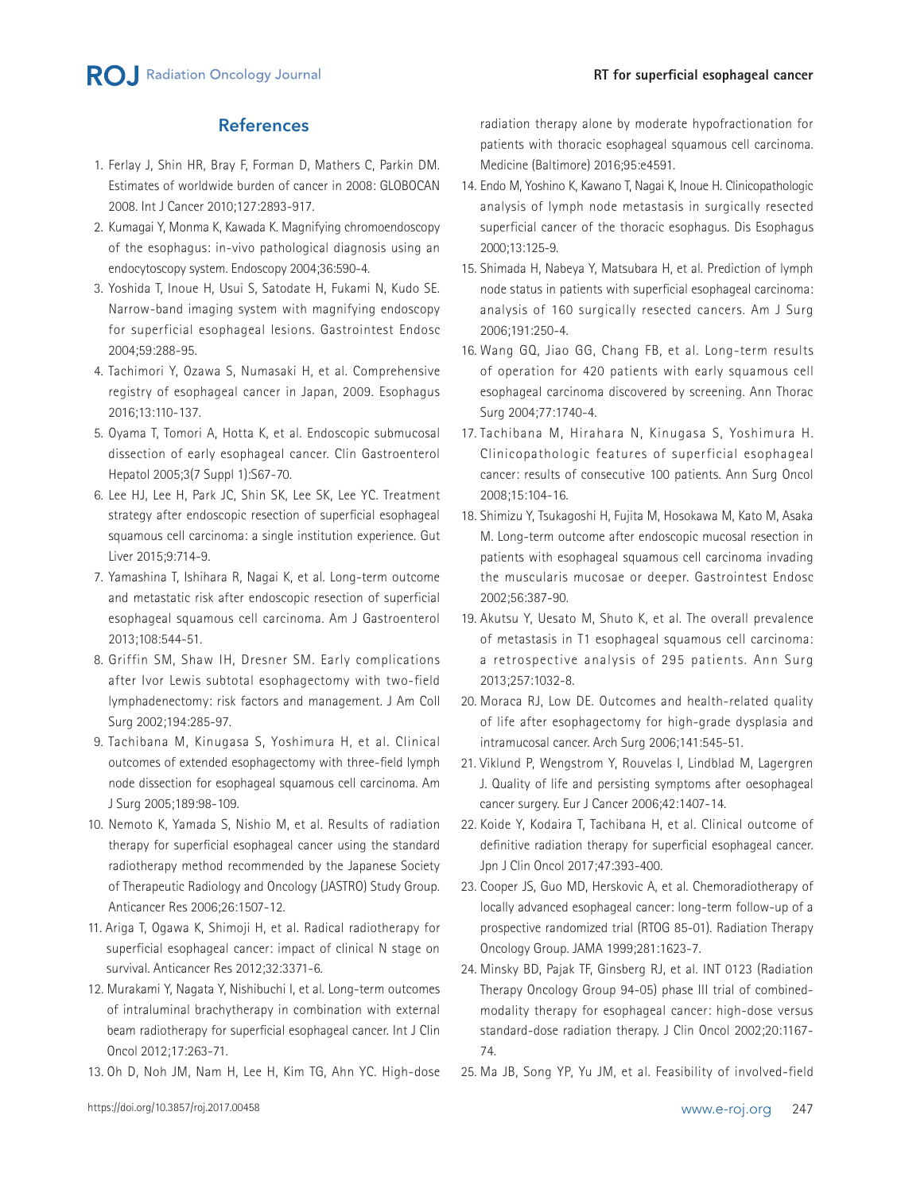## References

1. Ferlay J, Shin HR, Bray F, Forman D, Mathers C, Parkin DM. Estimates of worldwide burden of cancer in 2008: GLOBOCAN 2008. Int J Cancer 2010;127:2893-917.
2. Kumagai Y, Monma K, Kawada K. Magnifying chromoendoscopy of the esophagus: in-vivo pathological diagnosis using an endocytoscopy system. Endoscopy 2004;36:590-4.
3. Yoshida T, Inoue H, Usui S, Satodate H, Fukami N, Kudo SE. Narrow-band imaging system with magnifying endoscopy for superficial esophageal lesions. Gastrointest Endosc 2004;59:288-95.
4. Tachimori Y, Ozawa S, Numasaki H, et al. Comprehensive registry of esophageal cancer in Japan, 2009. Esophagus 2016;13:110-137.
5. Oyama T, Tomori A, Hotta K, et al. Endoscopic submucosal dissection of early esophageal cancer. Clin Gastroenterol Hepatol 2005;3(7 Suppl 1):S67-70.
6. Lee HJ, Lee H, Park JC, Shin SK, Lee SK, Lee YC. Treatment strategy after endoscopic resection of superficial esophageal squamous cell carcinoma: a single institution experience. Gut Liver 2015;9:714-9.
7. Yamashina T, Ishihara R, Nagai K, et al. Long-term outcome and metastatic risk after endoscopic resection of superficial esophageal squamous cell carcinoma. Am J Gastroenterol 2013;108:544-51.
8. Griffin SM, Shaw IH, Dresner SM. Early complications after Ivor Lewis subtotal esophagectomy with two-field lymphadenectomy: risk factors and management. J Am Coll Surg 2002;194:285-97.
9. Tachibana M, Kinugasa S, Yoshimura H, et al. Clinical outcomes of extended esophagectomy with three-field lymph node dissection for esophageal squamous cell carcinoma. Am J Surg 2005;189:98-109.
10. Nemoto K, Yamada S, Nishio M, et al. Results of radiation therapy for superficial esophageal cancer using the standard radiotherapy method recommended by the Japanese Society of Therapeutic Radiology and Oncology (JASTRO) Study Group. Anticancer Res 2006;26:1507-12.
11. Ariga T, Ogawa K, Shimoji H, et al. Radical radiotherapy for superficial esophageal cancer: impact of clinical N stage on survival. Anticancer Res 2012;32:3371-6.
12. Murakami Y, Nagata Y, Nishibuchi I, et al. Long-term outcomes of intraluminal brachytherapy in combination with external beam radiotherapy for superficial esophageal cancer. Int J Clin Oncol 2012;17:263-71.
13. Oh D, Noh JM, Nam H, Lee H, Kim TG, Ahn YC. High-dose radiation therapy alone by moderate hypofractionation for patients with thoracic esophageal squamous cell carcinoma. Medicine (Baltimore) 2016;95:e4591.
14. Endo M, Yoshino K, Kawano T, Nagai K, Inoue H. Clinicopathologic analysis of lymph node metastasis in surgically resected superficial cancer of the thoracic esophagus. Dis Esophagus 2000;13:125-9.
15. Shimada H, Nabeya Y, Matsubara H, et al. Prediction of lymph node status in patients with superficial esophageal carcinoma: analysis of 160 surgically resected cancers. Am J Surg 2006;191:250-4.
16. Wang GQ, Jiao GG, Chang FB, et al. Long-term results of operation for 420 patients with early squamous cell esophageal carcinoma discovered by screening. Ann Thorac Surg 2004;77:1740-4.
17. Tachibana M, Hirahara N, Kinugasa S, Yoshimura H. Clinicopathologic features of superficial esophageal cancer: results of consecutive 100 patients. Ann Surg Oncol 2008;15:104-16.
18. Shimizu Y, Tsukagoshi H, Fujita M, Hosokawa M, Kato M, Asaka M. Long-term outcome after endoscopic mucosal resection in patients with esophageal squamous cell carcinoma invading the muscularis mucosae or deeper. Gastrointest Endosc 2002;56:387-90.
19. Akutsu Y, Uesato M, Shuto K, et al. The overall prevalence of metastasis in T1 esophageal squamous cell carcinoma: a retrospective analysis of 295 patients. Ann Surg 2013;257:1032-8.
20. Moraca RJ, Low DE. Outcomes and health-related quality of life after esophagectomy for high-grade dysplasia and intramucosal cancer. Arch Surg 2006;141:545-51.
21. Viklund P, Wengstrom Y, Rouvelas I, Lindblad M, Lagergren J. Quality of life and persisting symptoms after oesophageal cancer surgery. Eur J Cancer 2006;42:1407-14.
22. Koide Y, Kodaira T, Tachibana H, et al. Clinical outcome of definitive radiation therapy for superficial esophageal cancer. Jpn J Clin Oncol 2017;47:393-400.
23. Cooper JS, Guo MD, Herskovic A, et al. Chemoradiotherapy of locally advanced esophageal cancer: long-term follow-up of a prospective randomized trial (RTOG 85-01). Radiation Therapy Oncology Group. JAMA 1999;281:1623-7.
24. Minsky BD, Pajak TF, Ginsberg RJ, et al. INT 0123 (Radiation Therapy Oncology Group 94-05) phase III trial of combined-modality therapy for esophageal cancer: high-dose versus standard-dose radiation therapy. J Clin Oncol 2002;20:1167-74.
25. Ma JB, Song YP, Yu JM, et al. Feasibility of involved-field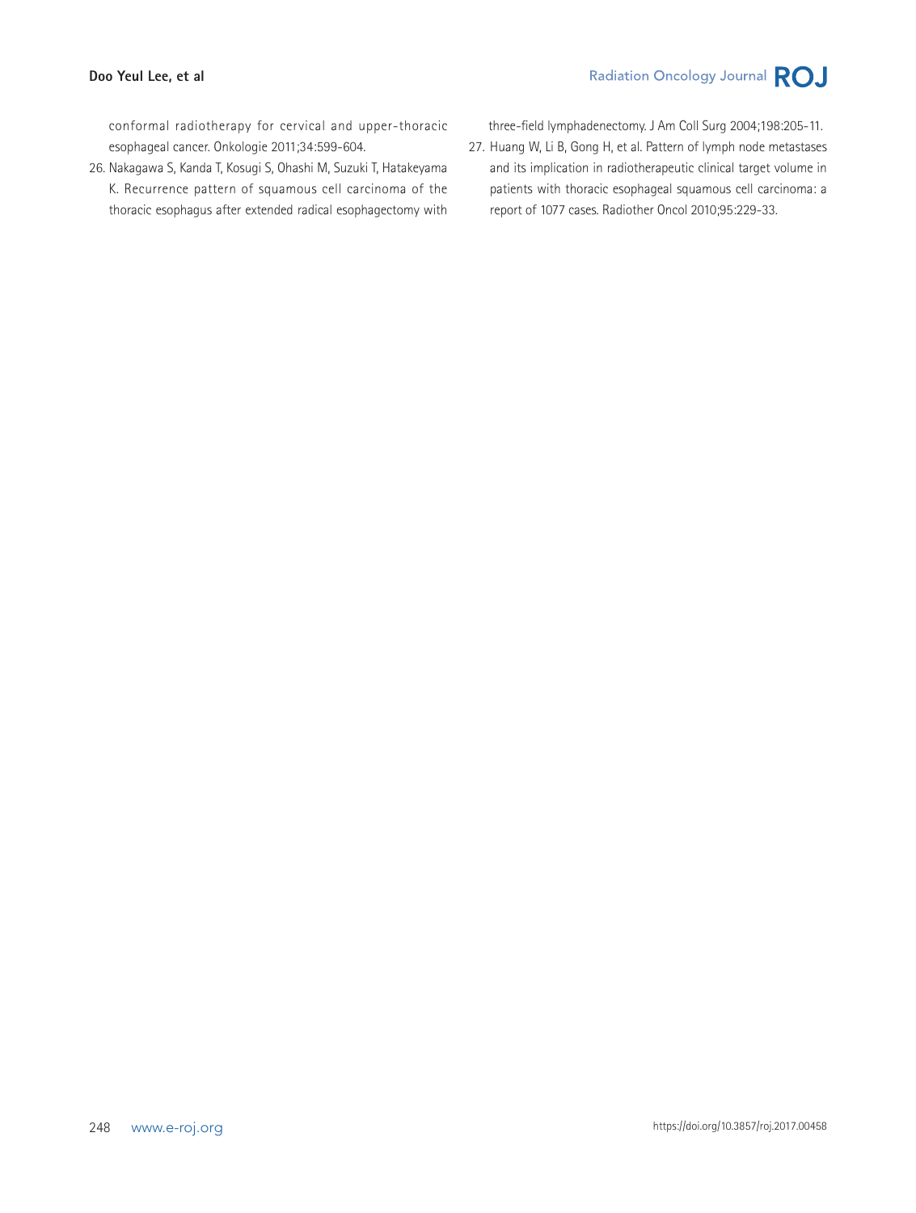conformal radiotherapy for cervical and upper-thoracic esophageal cancer. Onkologie 2011;34:599-604.

26. Nakagawa S, Kanda T, Kosugi S, Ohashi M, Suzuki T, Hatakeyama K. Recurrence pattern of squamous cell carcinoma of the thoracic esophagus after extended radical esophagectomy with three-field lymphadenectomy. J Am Coll Surg 2004;198:205-11.
27. Huang W, Li B, Gong H, et al. Pattern of lymph node metastases and its implication in radiotherapeutic clinical target volume in patients with thoracic esophageal squamous cell carcinoma: a report of 1077 cases. Radiother Oncol 2010;95:229-33.